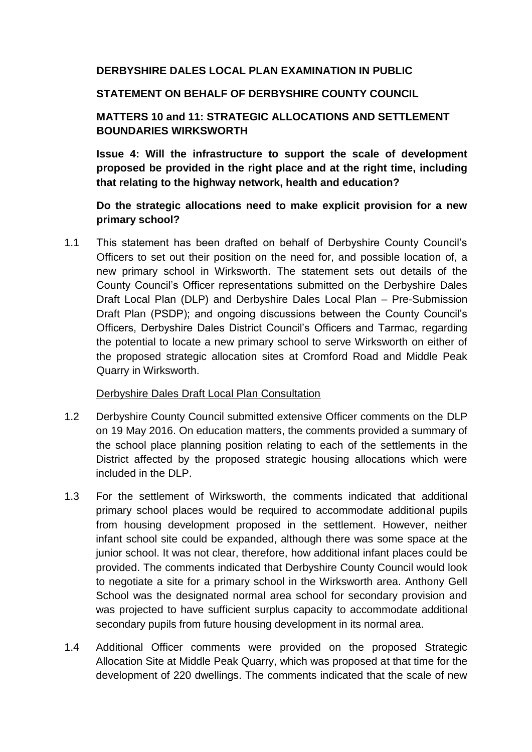**DERBYSHIRE DALES LOCAL PLAN EXAMINATION IN PUBLIC**

**STATEMENT ON BEHALF OF DERBYSHIRE COUNTY COUNCIL**

**MATTERS 10 and 11: STRATEGIC ALLOCATIONS AND SETTLEMENT BOUNDARIES WIRKSWORTH**

**Issue 4: Will the infrastructure to support the scale of development proposed be provided in the right place and at the right time, including that relating to the highway network, health and education?**

**Do the strategic allocations need to make explicit provision for a new primary school?**

1.1 This statement has been drafted on behalf of Derbyshire County Council's Officers to set out their position on the need for, and possible location of, a new primary school in Wirksworth. The statement sets out details of the County Council's Officer representations submitted on the Derbyshire Dales Draft Local Plan (DLP) and Derbyshire Dales Local Plan – Pre-Submission Draft Plan (PSDP); and ongoing discussions between the County Council's Officers, Derbyshire Dales District Council's Officers and Tarmac, regarding the potential to locate a new primary school to serve Wirksworth on either of the proposed strategic allocation sites at Cromford Road and Middle Peak Quarry in Wirksworth.

Derbyshire Dales Draft Local Plan Consultation

1.2 Derbyshire County Council submitted extensive Officer comments on the DLP on 19 May 2016. On education matters, the comments provided a summary of the school place planning position relating to each of the settlements in the District affected by the proposed strategic housing allocations which were included in the DLP.

1.3 For the settlement of Wirksworth, the comments indicated that additional primary school places would be required to accommodate additional pupils from housing development proposed in the settlement. However, neither infant school site could be expanded, although there was some space at the junior school. It was not clear, therefore, how additional infant places could be provided. The comments indicated that Derbyshire County Council would look to negotiate a site for a primary school in the Wirksworth area. Anthony Gell School was the designated normal area school for secondary provision and was projected to have sufficient surplus capacity to accommodate additional secondary pupils from future housing development in its normal area.

1.4 Additional Officer comments were provided on the proposed Strategic Allocation Site at Middle Peak Quarry, which was proposed at that time for the development of 220 dwellings. The comments indicated that the scale of new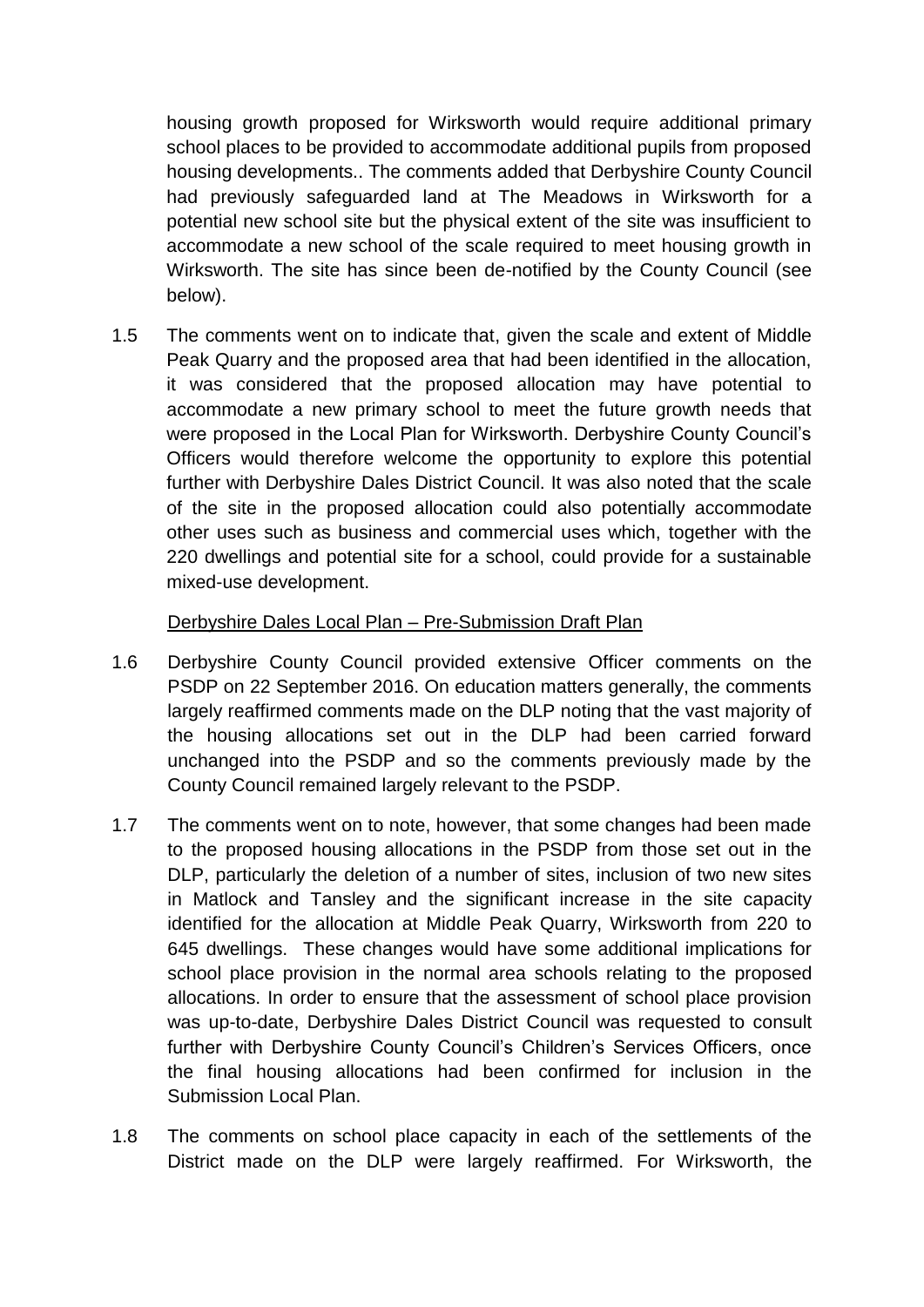housing growth proposed for Wirksworth would require additional primary school places to be provided to accommodate additional pupils from proposed housing developments.. The comments added that Derbyshire County Council had previously safeguarded land at The Meadows in Wirksworth for a potential new school site but the physical extent of the site was insufficient to accommodate a new school of the scale required to meet housing growth in Wirksworth. The site has since been de-notified by the County Council (see below).

1.5 The comments went on to indicate that, given the scale and extent of Middle Peak Quarry and the proposed area that had been identified in the allocation, it was considered that the proposed allocation may have potential to accommodate a new primary school to meet the future growth needs that were proposed in the Local Plan for Wirksworth. Derbyshire County Council's Officers would therefore welcome the opportunity to explore this potential further with Derbyshire Dales District Council. It was also noted that the scale of the site in the proposed allocation could also potentially accommodate other uses such as business and commercial uses which, together with the 220 dwellings and potential site for a school, could provide for a sustainable mixed-use development.

Derbyshire Dales Local Plan – Pre-Submission Draft Plan

1.6 Derbyshire County Council provided extensive Officer comments on the PSDP on 22 September 2016. On education matters generally, the comments largely reaffirmed comments made on the DLP noting that the vast majority of the housing allocations set out in the DLP had been carried forward unchanged into the PSDP and so the comments previously made by the County Council remained largely relevant to the PSDP.

1.7 The comments went on to note, however, that some changes had been made to the proposed housing allocations in the PSDP from those set out in the DLP, particularly the deletion of a number of sites, inclusion of two new sites in Matlock and Tansley and the significant increase in the site capacity identified for the allocation at Middle Peak Quarry, Wirksworth from 220 to 645 dwellings. These changes would have some additional implications for school place provision in the normal area schools relating to the proposed allocations. In order to ensure that the assessment of school place provision was up-to-date, Derbyshire Dales District Council was requested to consult further with Derbyshire County Council's Children's Services Officers, once the final housing allocations had been confirmed for inclusion in the Submission Local Plan.

1.8 The comments on school place capacity in each of the settlements of the District made on the DLP were largely reaffirmed. For Wirksworth, the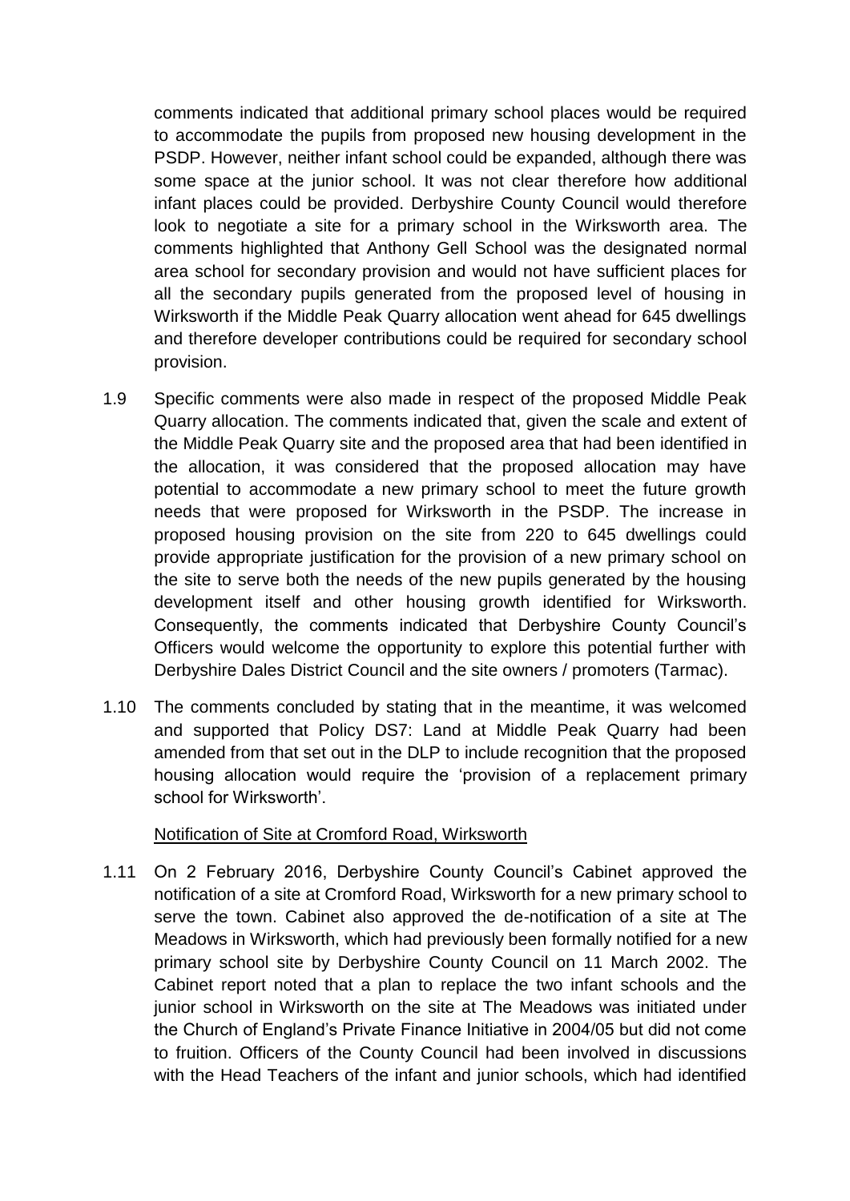comments indicated that additional primary school places would be required to accommodate the pupils from proposed new housing development in the PSDP. However, neither infant school could be expanded, although there was some space at the junior school. It was not clear therefore how additional infant places could be provided. Derbyshire County Council would therefore look to negotiate a site for a primary school in the Wirksworth area. The comments highlighted that Anthony Gell School was the designated normal area school for secondary provision and would not have sufficient places for all the secondary pupils generated from the proposed level of housing in Wirksworth if the Middle Peak Quarry allocation went ahead for 645 dwellings and therefore developer contributions could be required for secondary school provision.

1.9 Specific comments were also made in respect of the proposed Middle Peak Quarry allocation. The comments indicated that, given the scale and extent of the Middle Peak Quarry site and the proposed area that had been identified in the allocation, it was considered that the proposed allocation may have potential to accommodate a new primary school to meet the future growth needs that were proposed for Wirksworth in the PSDP. The increase in proposed housing provision on the site from 220 to 645 dwellings could provide appropriate justification for the provision of a new primary school on the site to serve both the needs of the new pupils generated by the housing development itself and other housing growth identified for Wirksworth. Consequently, the comments indicated that Derbyshire County Council's Officers would welcome the opportunity to explore this potential further with Derbyshire Dales District Council and the site owners / promoters (Tarmac).

1.10 The comments concluded by stating that in the meantime, it was welcomed and supported that Policy DS7: Land at Middle Peak Quarry had been amended from that set out in the DLP to include recognition that the proposed housing allocation would require the 'provision of a replacement primary school for Wirksworth'.

Notification of Site at Cromford Road, Wirksworth

1.11 On 2 February 2016, Derbyshire County Council's Cabinet approved the notification of a site at Cromford Road, Wirksworth for a new primary school to serve the town. Cabinet also approved the de-notification of a site at The Meadows in Wirksworth, which had previously been formally notified for a new primary school site by Derbyshire County Council on 11 March 2002. The Cabinet report noted that a plan to replace the two infant schools and the junior school in Wirksworth on the site at The Meadows was initiated under the Church of England's Private Finance Initiative in 2004/05 but did not come to fruition. Officers of the County Council had been involved in discussions with the Head Teachers of the infant and junior schools, which had identified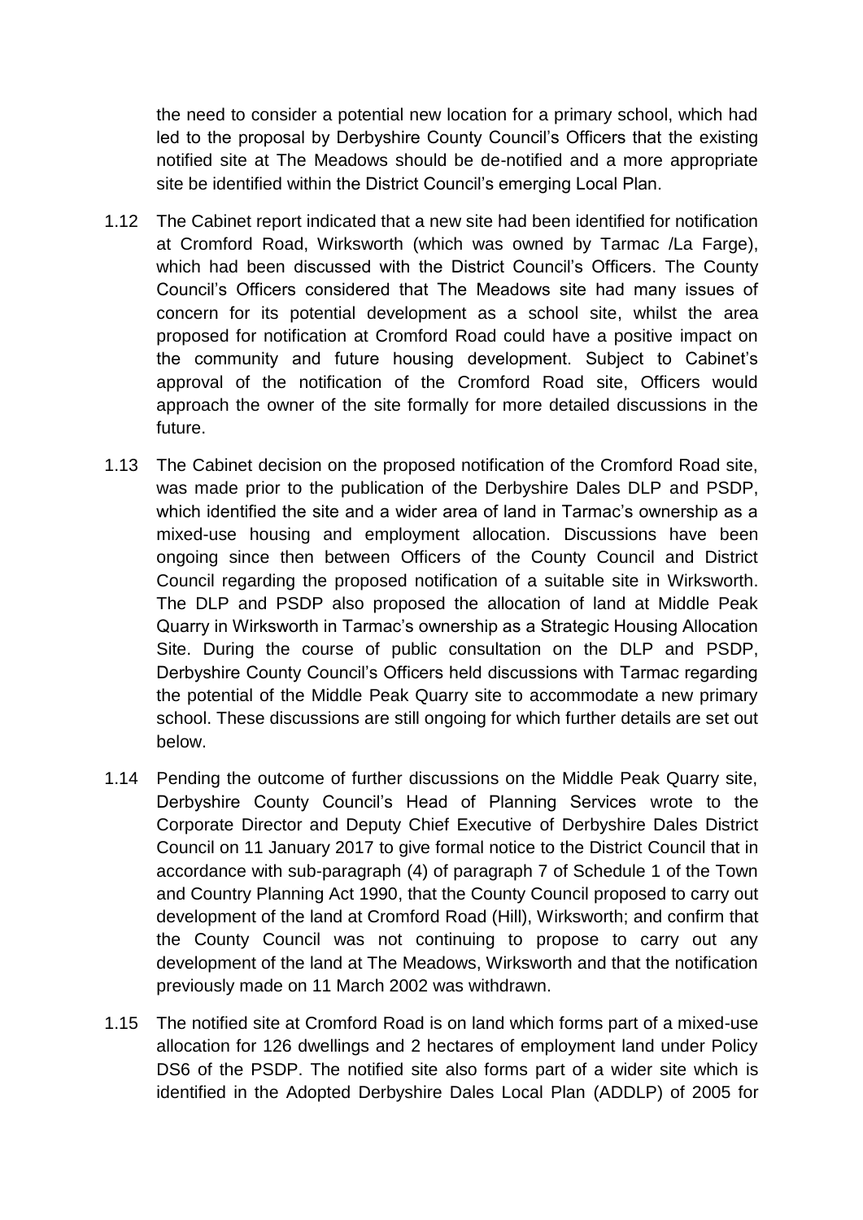the need to consider a potential new location for a primary school, which had led to the proposal by Derbyshire County Council's Officers that the existing notified site at The Meadows should be de-notified and a more appropriate site be identified within the District Council's emerging Local Plan.

1.12 The Cabinet report indicated that a new site had been identified for notification at Cromford Road, Wirksworth (which was owned by Tarmac /La Farge), which had been discussed with the District Council's Officers. The County Council's Officers considered that The Meadows site had many issues of concern for its potential development as a school site, whilst the area proposed for notification at Cromford Road could have a positive impact on the community and future housing development. Subject to Cabinet's approval of the notification of the Cromford Road site, Officers would approach the owner of the site formally for more detailed discussions in the future.

1.13 The Cabinet decision on the proposed notification of the Cromford Road site, was made prior to the publication of the Derbyshire Dales DLP and PSDP, which identified the site and a wider area of land in Tarmac's ownership as a mixed-use housing and employment allocation. Discussions have been ongoing since then between Officers of the County Council and District Council regarding the proposed notification of a suitable site in Wirksworth. The DLP and PSDP also proposed the allocation of land at Middle Peak Quarry in Wirksworth in Tarmac's ownership as a Strategic Housing Allocation Site. During the course of public consultation on the DLP and PSDP, Derbyshire County Council's Officers held discussions with Tarmac regarding the potential of the Middle Peak Quarry site to accommodate a new primary school. These discussions are still ongoing for which further details are set out below.

1.14 Pending the outcome of further discussions on the Middle Peak Quarry site, Derbyshire County Council's Head of Planning Services wrote to the Corporate Director and Deputy Chief Executive of Derbyshire Dales District Council on 11 January 2017 to give formal notice to the District Council that in accordance with sub-paragraph (4) of paragraph 7 of Schedule 1 of the Town and Country Planning Act 1990, that the County Council proposed to carry out development of the land at Cromford Road (Hill), Wirksworth; and confirm that the County Council was not continuing to propose to carry out any development of the land at The Meadows, Wirksworth and that the notification previously made on 11 March 2002 was withdrawn.

1.15 The notified site at Cromford Road is on land which forms part of a mixed-use allocation for 126 dwellings and 2 hectares of employment land under Policy DS6 of the PSDP. The notified site also forms part of a wider site which is identified in the Adopted Derbyshire Dales Local Plan (ADDLP) of 2005 for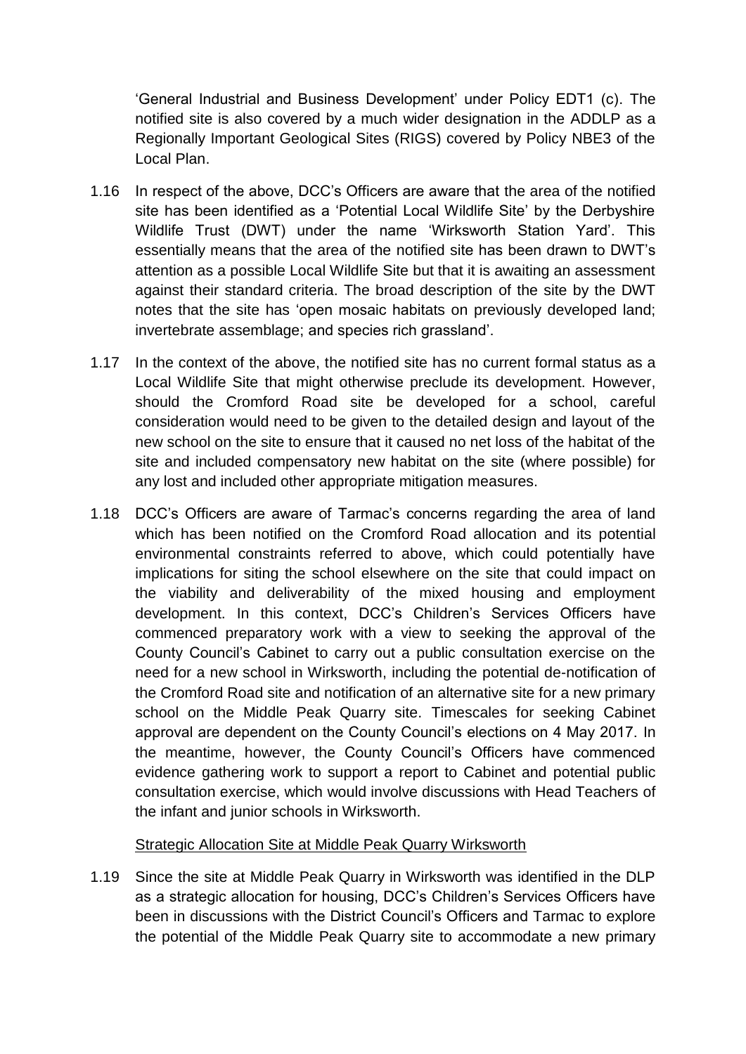'General Industrial and Business Development' under Policy EDT1 (c). The notified site is also covered by a much wider designation in the ADDLP as a Regionally Important Geological Sites (RIGS) covered by Policy NBE3 of the Local Plan.

1.16 In respect of the above, DCC's Officers are aware that the area of the notified site has been identified as a 'Potential Local Wildlife Site' by the Derbyshire Wildlife Trust (DWT) under the name 'Wirksworth Station Yard'. This essentially means that the area of the notified site has been drawn to DWT's attention as a possible Local Wildlife Site but that it is awaiting an assessment against their standard criteria. The broad description of the site by the DWT notes that the site has 'open mosaic habitats on previously developed land; invertebrate assemblage; and species rich grassland'.

1.17 In the context of the above, the notified site has no current formal status as a Local Wildlife Site that might otherwise preclude its development. However, should the Cromford Road site be developed for a school, careful consideration would need to be given to the detailed design and layout of the new school on the site to ensure that it caused no net loss of the habitat of the site and included compensatory new habitat on the site (where possible) for any lost and included other appropriate mitigation measures.

1.18 DCC's Officers are aware of Tarmac's concerns regarding the area of land which has been notified on the Cromford Road allocation and its potential environmental constraints referred to above, which could potentially have implications for siting the school elsewhere on the site that could impact on the viability and deliverability of the mixed housing and employment development. In this context, DCC's Children's Services Officers have commenced preparatory work with a view to seeking the approval of the County Council's Cabinet to carry out a public consultation exercise on the need for a new school in Wirksworth, including the potential de-notification of the Cromford Road site and notification of an alternative site for a new primary school on the Middle Peak Quarry site. Timescales for seeking Cabinet approval are dependent on the County Council's elections on 4 May 2017. In the meantime, however, the County Council's Officers have commenced evidence gathering work to support a report to Cabinet and potential public consultation exercise, which would involve discussions with Head Teachers of the infant and junior schools in Wirksworth.

<u>Strategic Allocation Site at Middle Peak Quarry Wirksworth</u>

1.19 Since the site at Middle Peak Quarry in Wirksworth was identified in the DLP as a strategic allocation for housing, DCC's Children's Services Officers have been in discussions with the District Council's Officers and Tarmac to explore the potential of the Middle Peak Quarry site to accommodate a new primary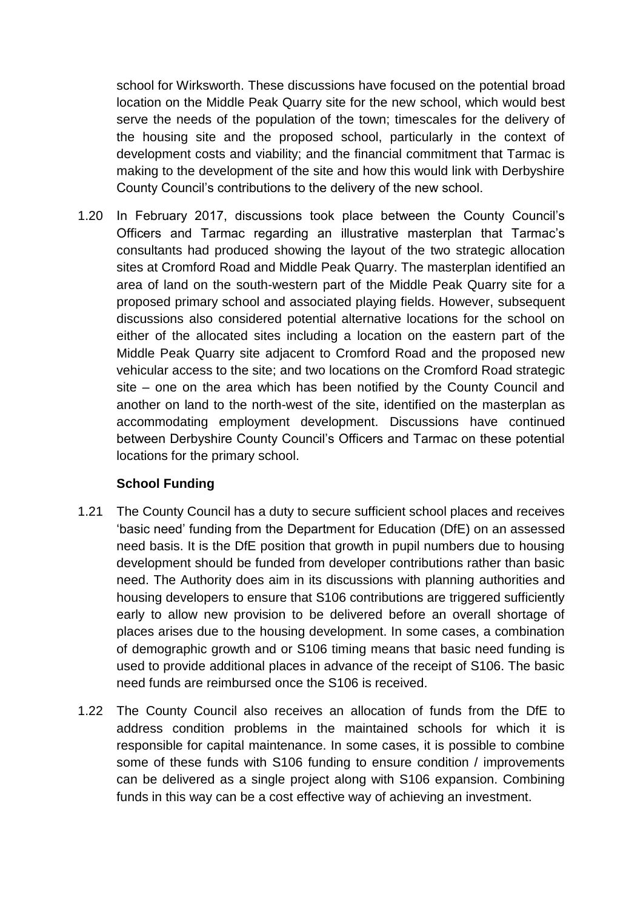school for Wirksworth. These discussions have focused on the potential broad location on the Middle Peak Quarry site for the new school, which would best serve the needs of the population of the town; timescales for the delivery of the housing site and the proposed school, particularly in the context of development costs and viability; and the financial commitment that Tarmac is making to the development of the site and how this would link with Derbyshire County Council's contributions to the delivery of the new school.

1.20 In February 2017, discussions took place between the County Council's Officers and Tarmac regarding an illustrative masterplan that Tarmac's consultants had produced showing the layout of the two strategic allocation sites at Cromford Road and Middle Peak Quarry. The masterplan identified an area of land on the south-western part of the Middle Peak Quarry site for a proposed primary school and associated playing fields. However, subsequent discussions also considered potential alternative locations for the school on either of the allocated sites including a location on the eastern part of the Middle Peak Quarry site adjacent to Cromford Road and the proposed new vehicular access to the site; and two locations on the Cromford Road strategic site – one on the area which has been notified by the County Council and another on land to the north-west of the site, identified on the masterplan as accommodating employment development. Discussions have continued between Derbyshire County Council's Officers and Tarmac on these potential locations for the primary school.

**School Funding**

1.21 The County Council has a duty to secure sufficient school places and receives 'basic need' funding from the Department for Education (DfE) on an assessed need basis. It is the DfE position that growth in pupil numbers due to housing development should be funded from developer contributions rather than basic need. The Authority does aim in its discussions with planning authorities and housing developers to ensure that S106 contributions are triggered sufficiently early to allow new provision to be delivered before an overall shortage of places arises due to the housing development. In some cases, a combination of demographic growth and or S106 timing means that basic need funding is used to provide additional places in advance of the receipt of S106. The basic need funds are reimbursed once the S106 is received.

1.22 The County Council also receives an allocation of funds from the DfE to address condition problems in the maintained schools for which it is responsible for capital maintenance. In some cases, it is possible to combine some of these funds with S106 funding to ensure condition / improvements can be delivered as a single project along with S106 expansion. Combining funds in this way can be a cost effective way of achieving an investment.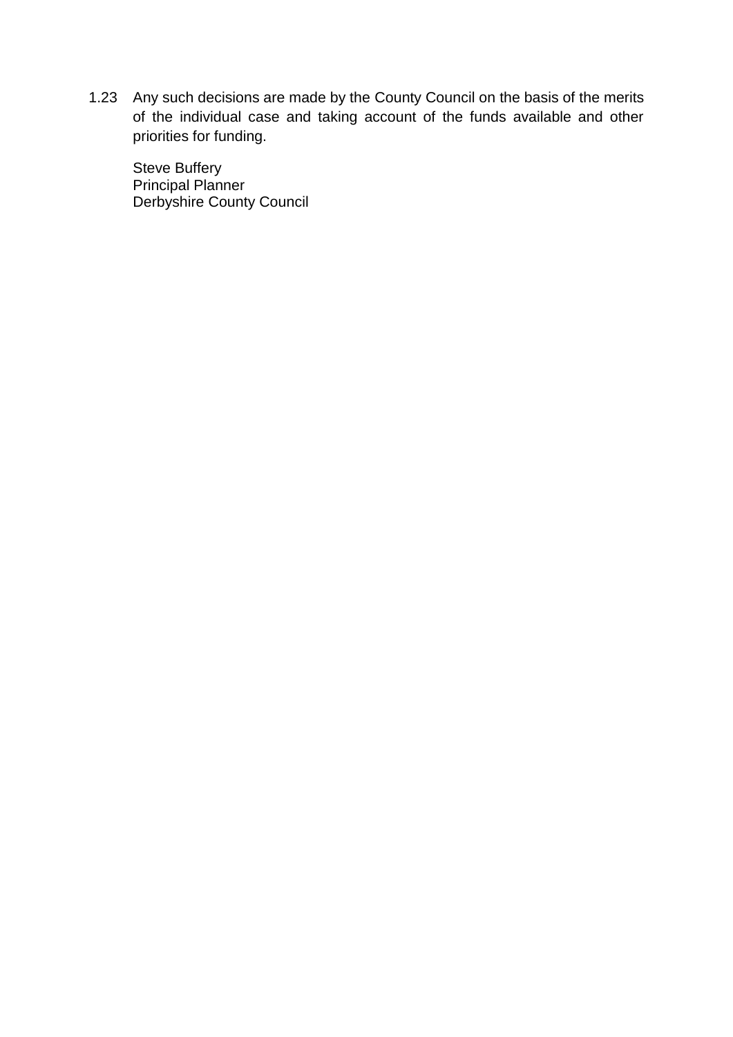1.23 Any such decisions are made by the County Council on the basis of the merits of the individual case and taking account of the funds available and other priorities for funding.

Steve Buffery
Principal Planner
Derbyshire County Council